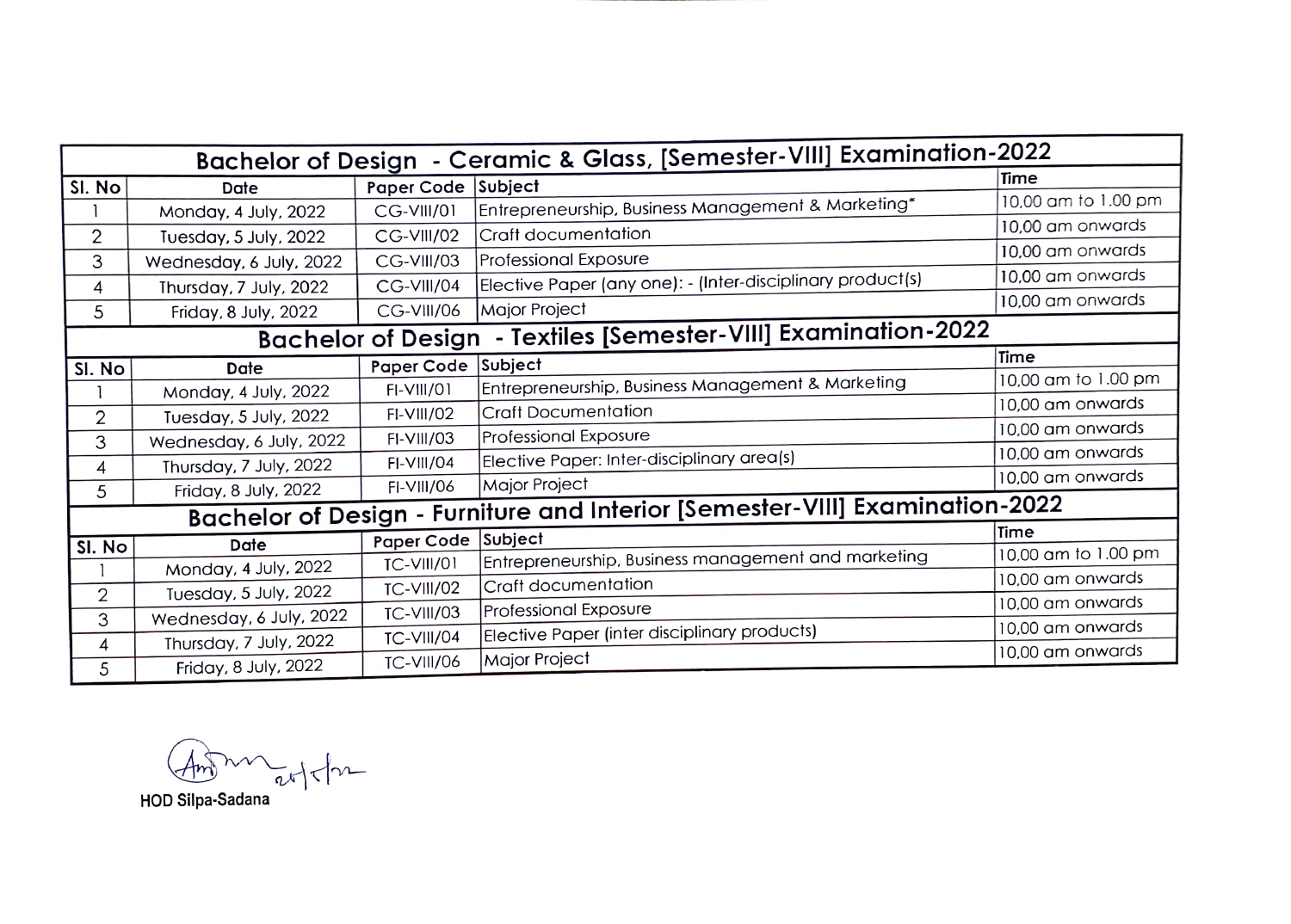## Bachelor of Design - Ceramic & Glass, [Semester-VIII] Examination-2022

| Sl. No | Date | Paper Code | Subject | Time |
|---|---|---|---|---|
| 1 | Monday, 4 July, 2022 | CG-VIII/01 | Entrepreneurship, Business Management & Marketing* | 10.00 am to 1.00 pm |
| 2 | Tuesday, 5 July, 2022 | CG-VIII/02 | Craft documentation | 10.00 am onwards |
| 3 | Wednesday, 6 July, 2022 | CG-VIII/03 | Professional Exposure | 10.00 am onwards |
| 4 | Thursday, 7 July, 2022 | CG-VIII/04 | Elective Paper (any one): - (Inter-disciplinary product(s) | 10.00 am onwards |
| 5 | Friday, 8 July, 2022 | CG-VIII/06 | Major Project | 10.00 am onwards |

## Bachelor of Design - Textiles [Semester-VIII] Examination-2022

| Sl. No | Date | Paper Code | Subject | Time |
|---|---|---|---|---|
| 1 | Monday, 4 July, 2022 | FI-VIII/01 | Entrepreneurship, Business Management & Marketing | 10.00 am to 1.00 pm |
| 2 | Tuesday, 5 July, 2022 | FI-VIII/02 | Craft Documentation | 10.00 am onwards |
| 3 | Wednesday, 6 July, 2022 | FI-VIII/03 | Professional Exposure | 10.00 am onwards |
| 4 | Thursday, 7 July, 2022 | FI-VIII/04 | Elective Paper: Inter-disciplinary area(s) | 10.00 am onwards |
| 5 | Friday, 8 July, 2022 | FI-VIII/06 | Major Project | 10.00 am onwards |

## Bachelor of Design - Furniture and Interior [Semester-VIII] Examination-2022

| Sl. No | Date | Paper Code | Subject | Time |
|---|---|---|---|---|
| 1 | Monday, 4 July, 2022 | TC-VIII/01 | Entrepreneurship, Business management and marketing | 10.00 am to 1.00 pm |
| 2 | Tuesday, 5 July, 2022 | TC-VIII/02 | Craft documentation | 10.00 am onwards |
| 3 | Wednesday, 6 July, 2022 | TC-VIII/03 | Professional Exposure | 10.00 am onwards |
| 4 | Thursday, 7 July, 2022 | TC-VIII/04 | Elective Paper (inter disciplinary products) | 10.00 am onwards |
| 5 | Friday, 8 July, 2022 | TC-VIII/06 | Major Project | 10.00 am onwards |

20/5/22

HOD Silpa-Sadana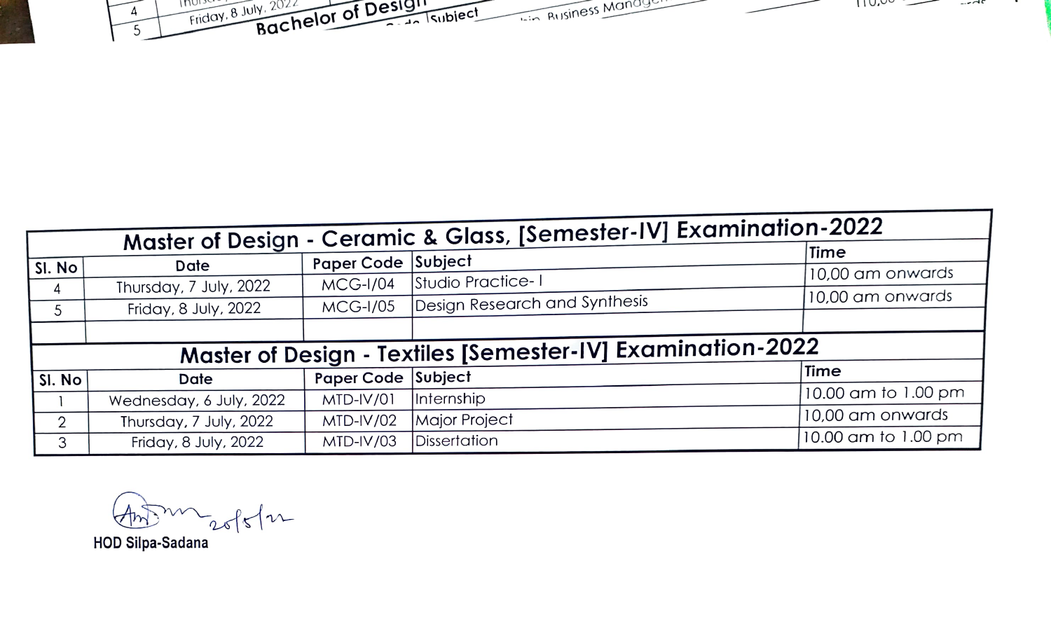## Master of Design - Ceramic & Glass, [Semester-IV] Examination-2022

| Sl. No | Date | Paper Code | Subject | Time |
| --- | --- | --- | --- | --- |
| 4 | Thursday, 7 July, 2022 | MCG-I/04 | Studio Practice- I | 10,00 am onwards |
| 5 | Friday, 8 July, 2022 | MCG-I/05 | Design Research and Synthesis | 10,00 am onwards |
| | | | | |

## Master of Design - Textiles [Semester-IV] Examination-2022

| Sl. No | Date | Paper Code | Subject | Time |
| --- | --- | --- | --- | --- |
| 1 | Wednesday, 6 July, 2022 | MTD-IV/01 | Internship | 10.00 am to 1.00 pm |
| 2 | Thursday, 7 July, 2022 | MTD-IV/02 | Major Project | 10,00 am onwards |
| 3 | Friday, 8 July, 2022 | MTD-IV/03 | Dissertation | 10.00 am to 1.00 pm |

20/5/22

HOD Silpa-Sadana